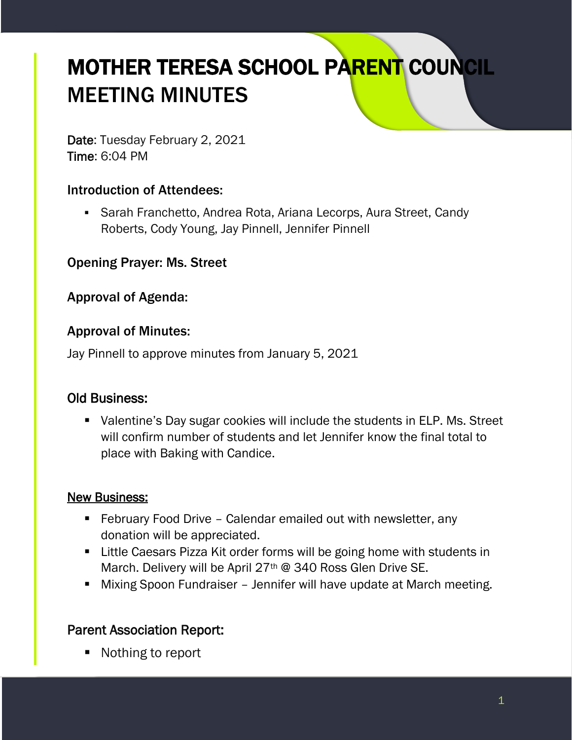# MOTHER TERESA SCHOOL PARENT COUNCIL MEETING MINUTES

**Date**: Tuesday February 2, 2021
**Time**: 6:04 PM

### Introduction of Attendees:

- Sarah Franchetto, Andrea Rota, Ariana Lecorps, Aura Street, Candy Roberts, Cody Young, Jay Pinnell, Jennifer Pinnell

### Opening Prayer: Ms. Street

### Approval of Agenda:

### Approval of Minutes:

Jay Pinnell to approve minutes from January 5, 2021

### Old Business:

- Valentine's Day sugar cookies will include the students in ELP. Ms. Street will confirm number of students and let Jennifer know the final total to place with Baking with Candice.

### <u>New Business:</u>

- February Food Drive – Calendar emailed out with newsletter, any donation will be appreciated.
- Little Caesars Pizza Kit order forms will be going home with students in March. Delivery will be April 27th @ 340 Ross Glen Drive SE.
- Mixing Spoon Fundraiser – Jennifer will have update at March meeting.

### Parent Association Report:

- Nothing to report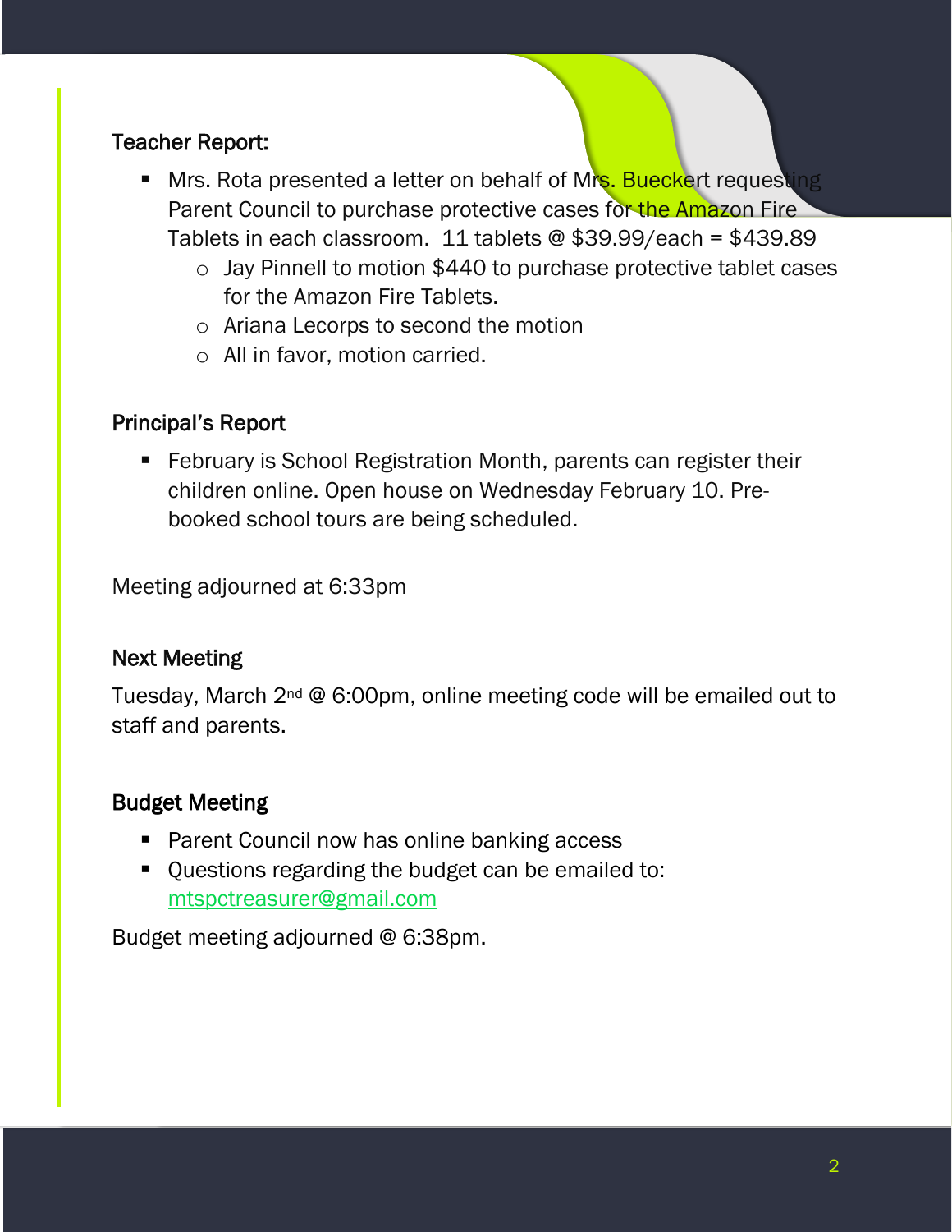### Teacher Report:

- Mrs. Rota presented a letter on behalf of Mrs. Bueckert requesting Parent Council to purchase protective cases for the Amazon Fire Tablets in each classroom. 11 tablets @ $39.99/each = $439.89
  - Jay Pinnell to motion $440 to purchase protective tablet cases for the Amazon Fire Tablets.
  - Ariana Lecorps to second the motion
  - All in favor, motion carried.

### Principal's Report

- February is School Registration Month, parents can register their children online. Open house on Wednesday February 10. Pre-booked school tours are being scheduled.

Meeting adjourned at 6:33pm

### Next Meeting

Tuesday, March 2nd @ 6:00pm, online meeting code will be emailed out to staff and parents.

### Budget Meeting

- Parent Council now has online banking access
- Questions regarding the budget can be emailed to: mtspctreasurer@gmail.com

Budget meeting adjourned @ 6:38pm.